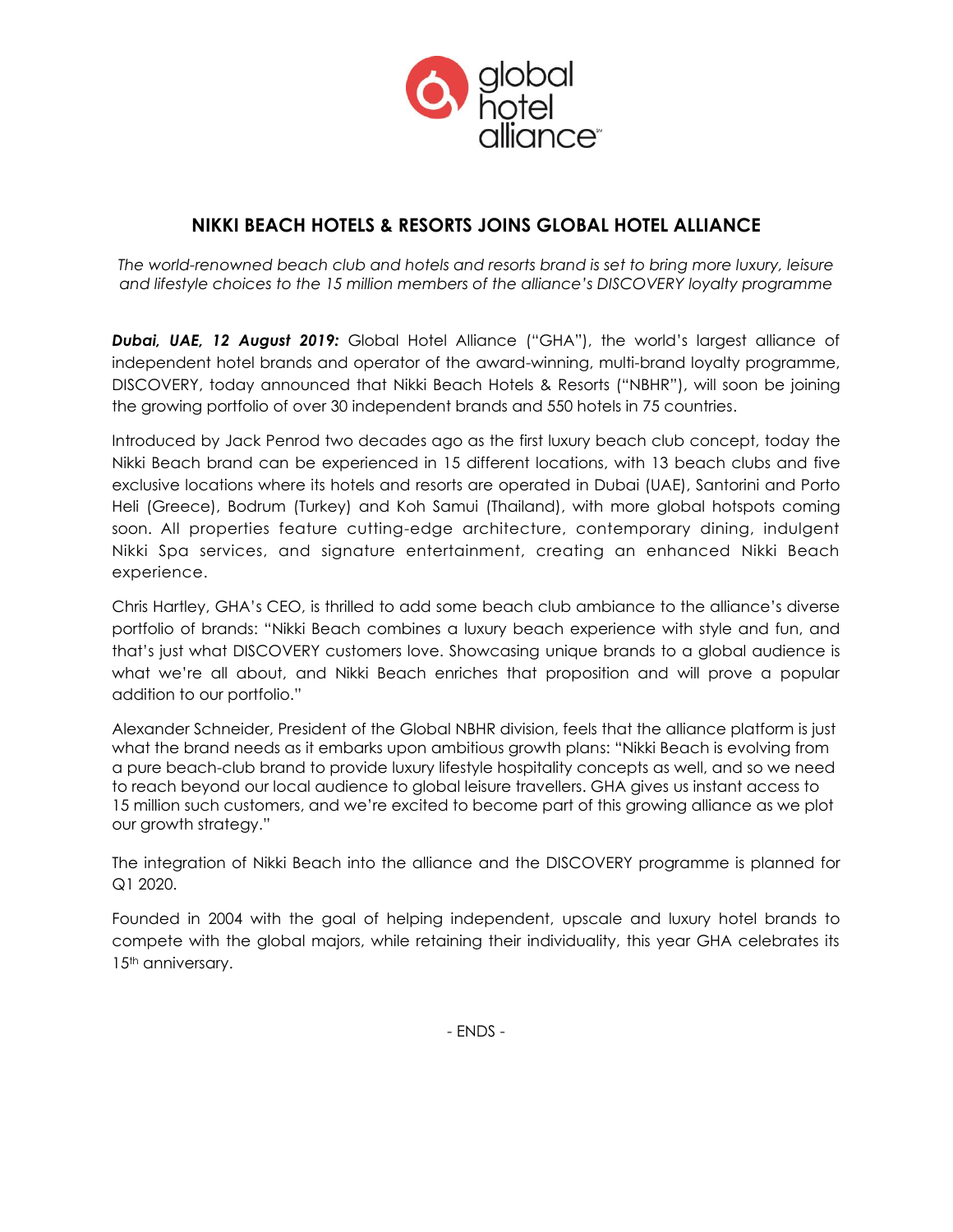# NIKKI BEACH HOTELS & RESORTS JOINS GLOBAL HOTEL ALLIANCE

*The world-renowned beach club and hotels and resorts brand is set to bring more luxury, leisure and lifestyle choices to the 15 million members of the alliance's DISCOVERY loyalty programme*

***Dubai, UAE, 12 August 2019:*** Global Hotel Alliance ("GHA"), the world's largest alliance of independent hotel brands and operator of the award-winning, multi-brand loyalty programme, DISCOVERY, today announced that Nikki Beach Hotels & Resorts ("NBHR"), will soon be joining the growing portfolio of over 30 independent brands and 550 hotels in 75 countries.

Introduced by Jack Penrod two decades ago as the first luxury beach club concept, today the Nikki Beach brand can be experienced in 15 different locations, with 13 beach clubs and five exclusive locations where its hotels and resorts are operated in Dubai (UAE), Santorini and Porto Heli (Greece), Bodrum (Turkey) and Koh Samui (Thailand), with more global hotspots coming soon. All properties feature cutting-edge architecture, contemporary dining, indulgent Nikki Spa services, and signature entertainment, creating an enhanced Nikki Beach experience.

Chris Hartley, GHA's CEO, is thrilled to add some beach club ambiance to the alliance's diverse portfolio of brands: "Nikki Beach combines a luxury beach experience with style and fun, and that's just what DISCOVERY customers love. Showcasing unique brands to a global audience is what we're all about, and Nikki Beach enriches that proposition and will prove a popular addition to our portfolio."

Alexander Schneider, President of the Global NBHR division, feels that the alliance platform is just what the brand needs as it embarks upon ambitious growth plans: "Nikki Beach is evolving from a pure beach-club brand to provide luxury lifestyle hospitality concepts as well, and so we need to reach beyond our local audience to global leisure travellers. GHA gives us instant access to 15 million such customers, and we're excited to become part of this growing alliance as we plot our growth strategy."

The integration of Nikki Beach into the alliance and the DISCOVERY programme is planned for Q1 2020.

Founded in 2004 with the goal of helping independent, upscale and luxury hotel brands to compete with the global majors, while retaining their individuality, this year GHA celebrates its 15th anniversary.

- ENDS -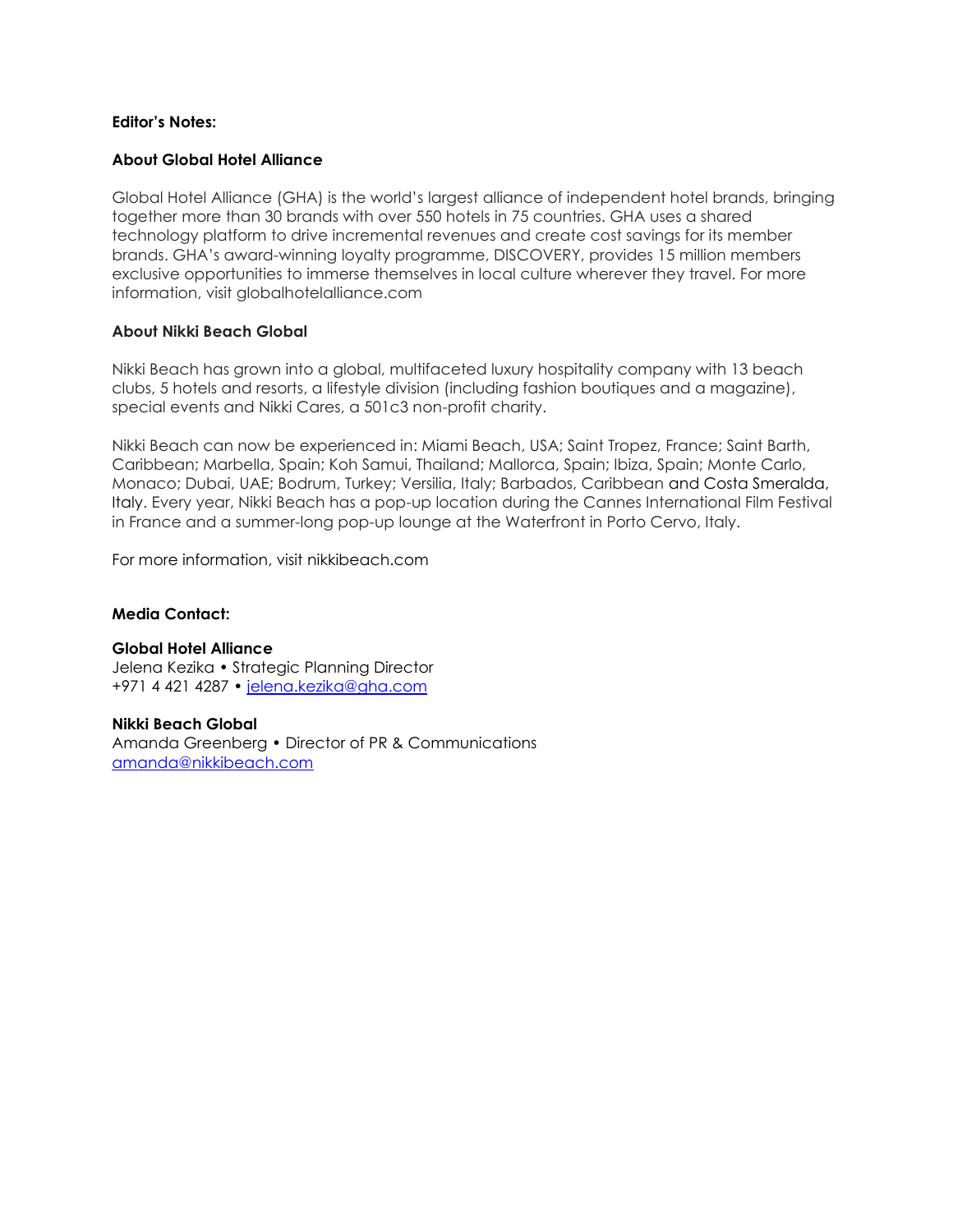**Editor's Notes:**

**About Global Hotel Alliance**

Global Hotel Alliance (GHA) is the world's largest alliance of independent hotel brands, bringing together more than 30 brands with over 550 hotels in 75 countries. GHA uses a shared technology platform to drive incremental revenues and create cost savings for its member brands. GHA's award-winning loyalty programme, DISCOVERY, provides 15 million members exclusive opportunities to immerse themselves in local culture wherever they travel. For more information, visit globalhotelalliance.com

**About Nikki Beach Global**

Nikki Beach has grown into a global, multifaceted luxury hospitality company with 13 beach clubs, 5 hotels and resorts, a lifestyle division (including fashion boutiques and a magazine), special events and Nikki Cares, a 501c3 non-profit charity.

Nikki Beach can now be experienced in: Miami Beach, USA; Saint Tropez, France; Saint Barth, Caribbean; Marbella, Spain; Koh Samui, Thailand; Mallorca, Spain; Ibiza, Spain; Monte Carlo, Monaco; Dubai, UAE; Bodrum, Turkey; Versilia, Italy; Barbados, Caribbean and Costa Smeralda, Italy. Every year, Nikki Beach has a pop-up location during the Cannes International Film Festival in France and a summer-long pop-up lounge at the Waterfront in Porto Cervo, Italy.

For more information, visit nikkibeach.com

**Media Contact:**

**Global Hotel Alliance**
Jelena Kezika • Strategic Planning Director
+971 4 421 4287 • jelena.kezika@gha.com

**Nikki Beach Global**
Amanda Greenberg • Director of PR & Communications
amanda@nikkibeach.com